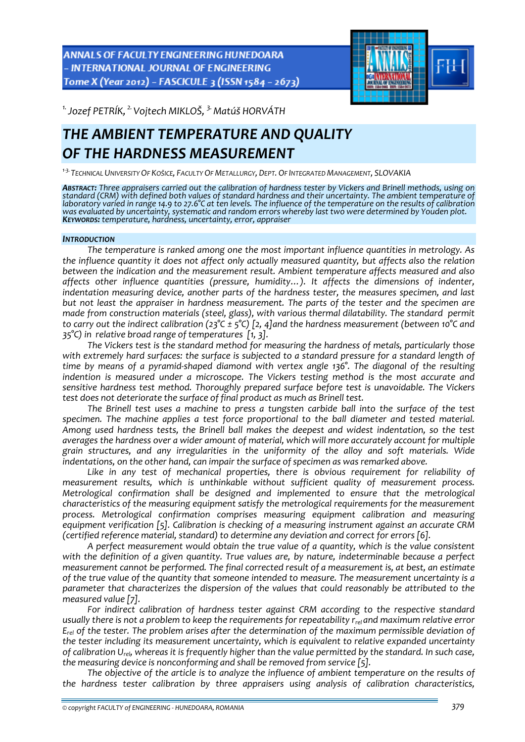[1.] Jozef PETRÍK, [2.] Vojtech MIKLOŠ, [3.] Matúš HORVÁTH

# THE AMBIENT TEMPERATURE AND QUALITY OF THE HARDNESS MEASUREMENT

[1-3.] TECHNICAL UNIVERSITY OF KOŠICE, FACULTY OF METALLURGY, DEPT. OF INTEGRATED MANAGEMENT, SLOVAKIA

***ABSTRACT:*** *Three appraisers carried out the calibration of hardness tester by Vickers and Brinell methods, using on standard (CRM) with defined both values of standard hardness and their uncertainty. The ambient temperature of laboratory varied in range 14.9 to 27.6°C at ten levels. The influence of the temperature on the results of calibration was evaluated by uncertainty, systematic and random errors whereby last two were determined by Youden plot.*
***KEYWORDS:*** *temperature, hardness, uncertainty, error, appraiser*

## INTRODUCTION

*The temperature is ranked among one the most important influence quantities in metrology. As the influence quantity it does not affect only actually measured quantity, but affects also the relation between the indication and the measurement result. Ambient temperature affects measured and also affects other influence quantities (pressure, humidity…). It affects the dimensions of indenter, indentation measuring device, another parts of the hardness tester, the measures specimen, and last but not least the appraiser in hardness measurement. The parts of the tester and the specimen are made from construction materials (steel, glass), with various thermal dilatability. The standard permit to carry out the indirect calibration (23°C ± 5°C) [2, 4] and the hardness measurement (between 10°C and 35°C) in relative broad range of temperatures [1, 3].*

*The Vickers test is the standard method for measuring the hardness of metals, particularly those with extremely hard surfaces: the surface is subjected to a standard pressure for a standard length of time by means of a pyramid-shaped diamond with vertex angle 136°. The diagonal of the resulting indention is measured under a microscope. The Vickers testing method is the most accurate and sensitive hardness test method. Thoroughly prepared surface before test is unavoidable. The Vickers test does not deteriorate the surface of final product as much as Brinell test.*

*The Brinell test uses a machine to press a tungsten carbide ball into the surface of the test specimen. The machine applies a test force proportional to the ball diameter and tested material. Among used hardness tests, the Brinell ball makes the deepest and widest indentation, so the test averages the hardness over a wider amount of material, which will more accurately account for multiple grain structures, and any irregularities in the uniformity of the alloy and soft materials. Wide indentations, on the other hand, can impair the surface of specimen as was remarked above.*

*Like in any test of mechanical properties, there is obvious requirement for reliability of measurement results, which is unthinkable without sufficient quality of measurement process. Metrological confirmation shall be designed and implemented to ensure that the metrological characteristics of the measuring equipment satisfy the metrological requirements for the measurement process. Metrological confirmation comprises measuring equipment calibration and measuring equipment verification [5]. Calibration is checking of a measuring instrument against an accurate CRM (certified reference material, standard) to determine any deviation and correct for errors [6].*

*A perfect measurement would obtain the true value of a quantity, which is the value consistent with the definition of a given quantity. True values are, by nature, indeterminable because a perfect measurement cannot be performed. The final corrected result of a measurement is, at best, an estimate of the true value of the quantity that someone intended to measure. The measurement uncertainty is a parameter that characterizes the dispersion of the values that could reasonably be attributed to the measured value [7].*

*For indirect calibration of hardness tester against CRM according to the respective standard usually there is not a problem to keep the requirements for repeatability $r_{rel}$ and maximum relative error $E_{rel}$ of the tester. The problem arises after the determination of the maximum permissible deviation of the tester including its measurement uncertainty, which is equivalent to relative expanded uncertainty of calibration $U_{rel}$, whereas it is frequently higher than the value permitted by the standard. In such case, the measuring device is nonconforming and shall be removed from service [5].*

*The objective of the article is to analyze the influence of ambient temperature on the results of the hardness tester calibration by three appraisers using analysis of calibration characteristics,*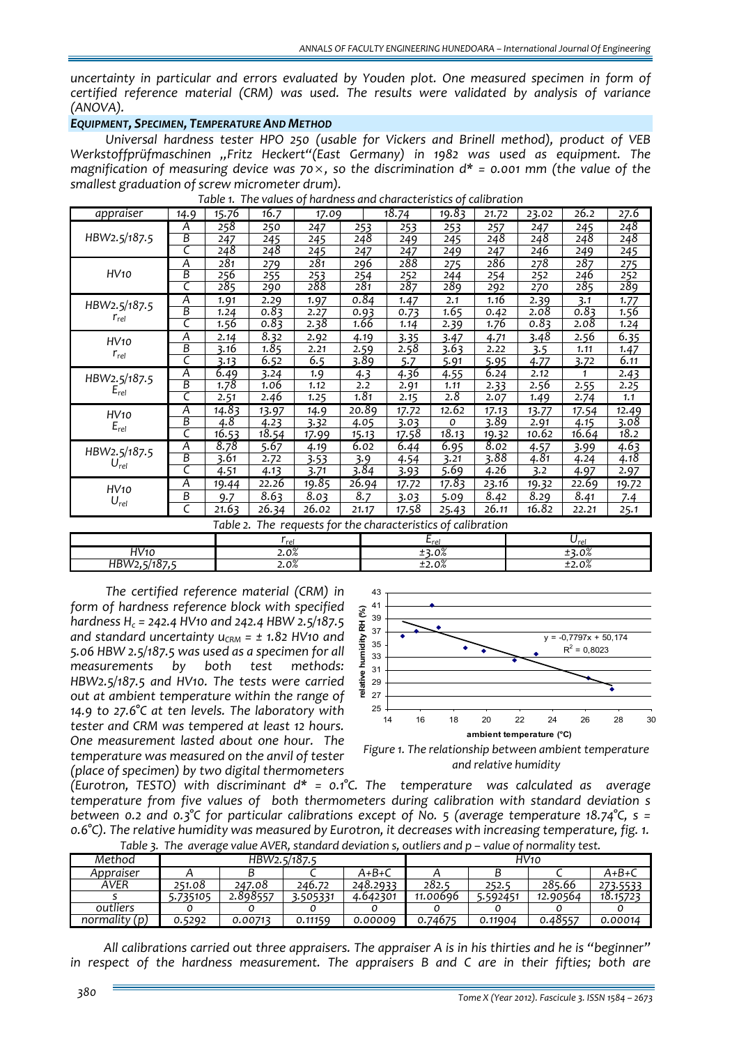*uncertainty in particular and errors evaluated by Youden plot. One measured specimen in form of certified reference material (CRM) was used. The results were validated by analysis of variance (ANOVA).*

### *EQUIPMENT, SPECIMEN, TEMPERATURE AND METHOD*

*Universal hardness tester HPO 250 (usable for Vickers and Brinell method), product of VEB Werkstoffprüfmaschinen „Fritz Heckert"(East Germany) in 1982 was used as equipment. The magnification of measuring device was 70×, so the discrimination d* = 0.001 mm (the value of the smallest graduation of screw micrometer drum).*

*Table 1. The values of hardness and characteristics of calibration*

| appraiser | | 14.9 | 15.76 | 16.7 | 17.09 | 18.74 | 19.83 | 21.72 | 23.02 | 26.2 | 27.6 |
|---|---|---|---|---|---|---|---|---|---|---|---|
| HBW2.5/187.5 | A | 258 | 250 | 247 | 253 | 253 | 253 | 257 | 247 | 245 | 248 |
| | B | 247 | 245 | 245 | 248 | 249 | 245 | 248 | 248 | 248 | 248 |
| | C | 248 | 248 | 245 | 247 | 247 | 249 | 247 | 246 | 249 | 245 |
| HV10 | A | 281 | 279 | 281 | 296 | 288 | 275 | 286 | 278 | 287 | 275 |
| | B | 256 | 255 | 253 | 254 | 252 | 244 | 254 | 252 | 246 | 252 |
| | C | 285 | 290 | 288 | 281 | 287 | 289 | 292 | 270 | 285 | 289 |
| HBW2.5/187.5 $r_{rel}$ | A | 1.91 | 2.29 | 1.97 | 0.84 | 1.47 | 2.1 | 1.16 | 2.39 | 3.1 | 1.77 |
| | B | 1.24 | 0.83 | 2.27 | 0.93 | 0.73 | 1.65 | 0.42 | 2.08 | 0.83 | 1.56 |
| | C | 1.56 | 0.83 | 2.38 | 1.66 | 1.14 | 2.39 | 1.76 | 0.83 | 2.08 | 1.24 |
| HV10 $r_{rel}$ | A | 2.14 | 8.32 | 2.92 | 4.19 | 3.35 | 3.47 | 4.71 | 3.48 | 2.56 | 6.35 |
| | B | 3.16 | 1.85 | 2.21 | 2.59 | 2.58 | 3.63 | 2.22 | 3.5 | 1.11 | 1.47 |
| | C | 3.13 | 6.52 | 6.5 | 3.89 | 5.7 | 5.91 | 5.95 | 4.77 | 3.72 | 6.11 |
| HBW2.5/187.5 $E_{rel}$ | A | 6.49 | 3.24 | 1.9 | 4.3 | 4.36 | 4.55 | 6.24 | 2.12 | 1 | 2.43 |
| | B | 1.78 | 1.06 | 1.12 | 2.2 | 2.91 | 1.11 | 2.33 | 2.56 | 2.55 | 2.25 |
| | C | 2.51 | 2.46 | 1.25 | 1.81 | 2.15 | 2.8 | 2.07 | 1.49 | 2.74 | 1.1 |
| HV10 $E_{rel}$ | A | 14.83 | 13.97 | 14.9 | 20.89 | 17.72 | 12.62 | 17.13 | 13.77 | 17.54 | 12.49 |
| | B | 4.8 | 4.23 | 3.32 | 4.05 | 3.03 | 0 | 3.89 | 2.91 | 4.15 | 3.08 |
| | C | 16.53 | 18.54 | 17.99 | 15.13 | 17.58 | 18.13 | 19.32 | 10.62 | 16.64 | 18.2 |
| HBW2.5/187.5 $U_{rel}$ | A | 8.78 | 5.67 | 4.19 | 6.02 | 6.44 | 6.95 | 8.02 | 4.57 | 3.99 | 4.63 |
| | B | 3.61 | 2.72 | 3.53 | 3.9 | 4.54 | 3.21 | 3.88 | 4.81 | 4.24 | 4.18 |
| | C | 4.51 | 4.13 | 3.71 | 3.84 | 3.93 | 5.69 | 4.26 | 3.2 | 4.97 | 2.97 |
| HV10 $U_{rel}$ | A | 19.44 | 22.26 | 19.85 | 26.94 | 17.72 | 17.83 | 23.16 | 19.32 | 22.69 | 19.72 |
| | B | 9.7 | 8.63 | 8.03 | 8.7 | 3.03 | 5.09 | 8.42 | 8.29 | 8.41 | 7.4 |
| | C | 21.63 | 26.34 | 26.02 | 21.17 | 17.58 | 25.43 | 26.11 | 16.82 | 22.21 | 25.1 |

*Table 2. The requests for the characteristics of calibration*

| | $r_{rel}$ | $E_{rel}$ | $U_{rel}$ |
|---|---|---|---|
| HV10 | 2.0% | ±3.0% | ±3.0% |
| HBW2,5/187,5 | 2.0% | ±2.0% | ±2.0% |

*The certified reference material (CRM) in form of hardness reference block with specified hardness $H_c$ = 242.4 HV10 and 242.4 HBW 2.5/187.5 and standard uncertainty $u_{CRM}$ = ± 1.82 HV10 and 5.06 HBW 2.5/187.5 was used as a specimen for all measurements by both test methods: HBW2.5/187.5 and HV10. The tests were carried out at ambient temperature within the range of 14.9 to 27.6°C at ten levels. The laboratory with tester and CRM was tempered at least 12 hours. One measurement lasted about one hour. The temperature was measured on the anvil of tester (place of specimen) by two digital thermometers (Eurotron, TESTO) with discriminant d* = 0.1°C. The temperature was calculated as average temperature from five values of both thermometers during calibration with standard deviation s between 0.2 and 0.3°C for particular calibrations except of No. 5 (average temperature 18.74°C, s = 0.6°C). The relative humidity was measured by Eurotron, it decreases with increasing temperature, fig. 1.*

*Figure 1. The relationship between ambient temperature and relative humidity*

*Table 3. The average value AVER, standard deviation s, outliers and p – value of normality test.*

| Method | HBW2.5/187.5 | | | | HV10 | | | |
|---|---|---|---|---|---|---|---|---|
| Appraiser | A | B | C | A+B+C | A | B | C | A+B+C |
| AVER | 251.08 | 247.08 | 246.72 | 248.2933 | 282.5 | 252.5 | 285.66 | 273.5533 |
| s | 5.735105 | 2.898557 | 3.505331 | 4.642301 | 11.00696 | 5.592451 | 12.90564 | 18.15723 |
| outliers | 0 | 0 | 0 | 0 | 0 | 0 | 0 | 0 |
| normality (p) | 0.5292 | 0.00713 | 0.11159 | 0.00009 | 0.74675 | 0.11904 | 0.48557 | 0.00014 |

*All calibrations carried out three appraisers. The appraiser A is in his thirties and he is "beginner" in respect of the hardness measurement. The appraisers B and C are in their fifties; both are*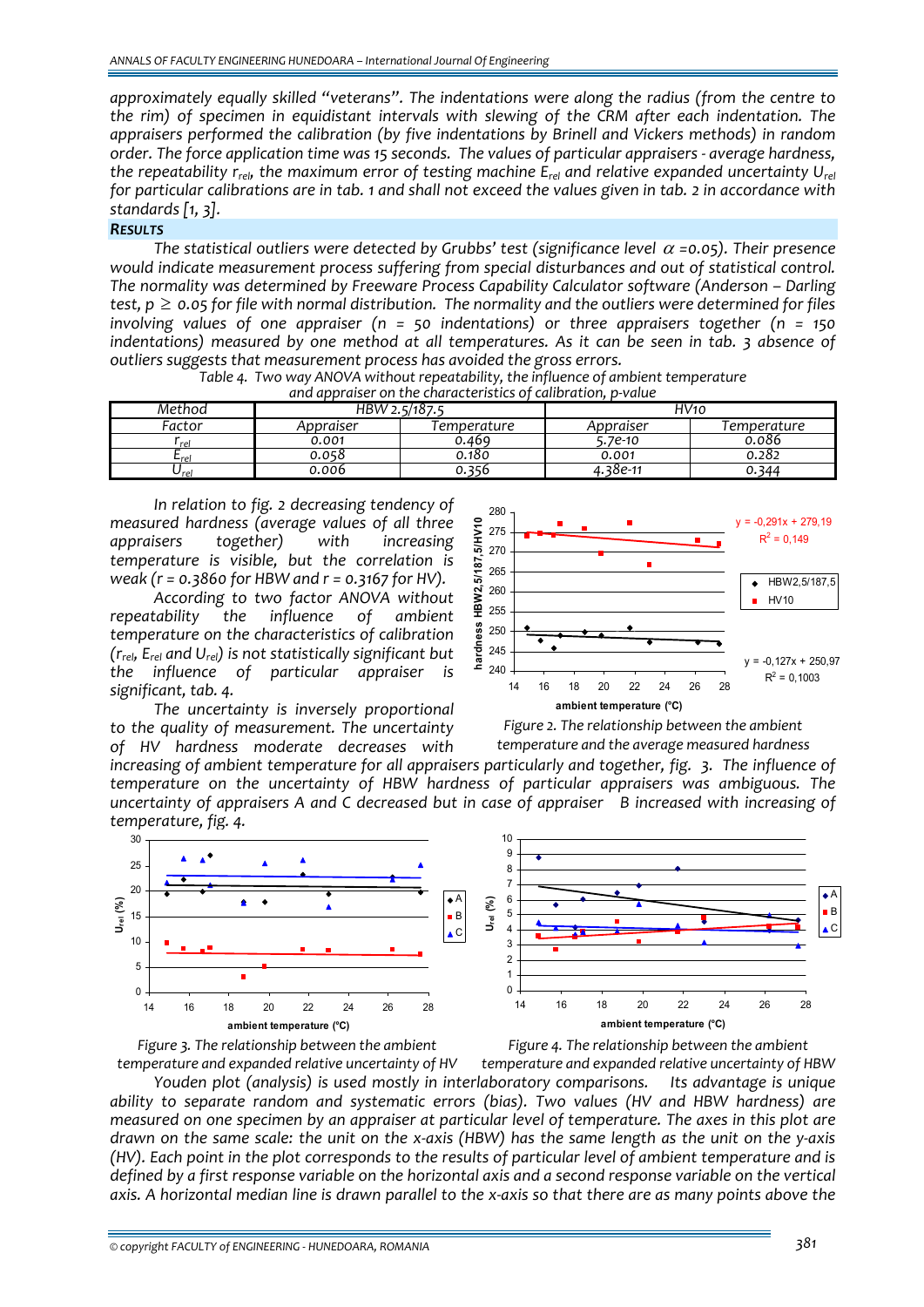approximately equally skilled "veterans". The indentations were along the radius (from the centre to the rim) of specimen in equidistant intervals with slewing of the CRM after each indentation. The appraisers performed the calibration (by five indentations by Brinell and Vickers methods) in random order. The force application time was 15 seconds. The values of particular appraisers - average hardness, the repeatability $r_{rel}$, the maximum error of testing machine $E_{rel}$ and relative expanded uncertainty $U_{rel}$ for particular calibrations are in tab. 1 and shall not exceed the values given in tab. 2 in accordance with standards [1, 3].

## RESULTS

The statistical outliers were detected by Grubbs' test (significance level $\alpha$ =0.05). Their presence would indicate measurement process suffering from special disturbances and out of statistical control. The normality was determined by Freeware Process Capability Calculator software (Anderson – Darling test, $p \geq 0.05$ for file with normal distribution. The normality and the outliers were determined for files involving values of one appraiser (n = 50 indentations) or three appraisers together (n = 150 indentations) measured by one method at all temperatures. As it can be seen in tab. 3 absence of outliers suggests that measurement process has avoided the gross errors.

Table 4. Two way ANOVA without repeatability, the influence of ambient temperature and appraiser on the characteristics of calibration, p-value

| Method | HBW 2.5/187.5 | | HV10 | |
|---|---|---|---|---|
| Factor | Appraiser | Temperature | Appraiser | Temperature |
| $r_{rel}$ | 0.001 | 0.469 | 5.7e-10 | 0.086 |
| $E_{rel}$ | 0.058 | 0.180 | 0.001 | 0.282 |
| $U_{rel}$ | 0.006 | 0.356 | 4.38e-11 | 0.344 |

In relation to fig. 2 decreasing tendency of measured hardness (average values of all three appraisers together) with increasing temperature is visible, but the correlation is weak (r = 0.3860 for HBW and r = 0.3167 for HV).

According to two factor ANOVA without repeatability the influence of ambient temperature on the characteristics of calibration ($r_{rel}$, $E_{rel}$ and $U_{rel}$) is not statistically significant but the influence of particular appraiser is significant, tab. 4.

Figure 2. The relationship between the ambient temperature and the average measured hardness

The uncertainty is inversely proportional to the quality of measurement. The uncertainty of HV hardness moderate decreases with increasing of ambient temperature for all appraisers particularly and together, fig. 3. The influence of temperature on the uncertainty of HBW hardness of particular appraisers was ambiguous. The uncertainty of appraisers A and C decreased but in case of appraiser B increased with increasing of temperature, fig. 4.

Figure 3. The relationship between the ambient temperature and expanded relative uncertainty of HV

Figure 4. The relationship between the ambient temperature and expanded relative uncertainty of HBW

Youden plot (analysis) is used mostly in interlaboratory comparisons. Its advantage is unique ability to separate random and systematic errors (bias). Two values (HV and HBW hardness) are measured on one specimen by an appraiser at particular level of temperature. The axes in this plot are drawn on the same scale: the unit on the x-axis (HBW) has the same length as the unit on the y-axis (HV). Each point in the plot corresponds to the results of particular level of ambient temperature and is defined by a first response variable on the horizontal axis and a second response variable on the vertical axis. A horizontal median line is drawn parallel to the x-axis so that there are as many points above the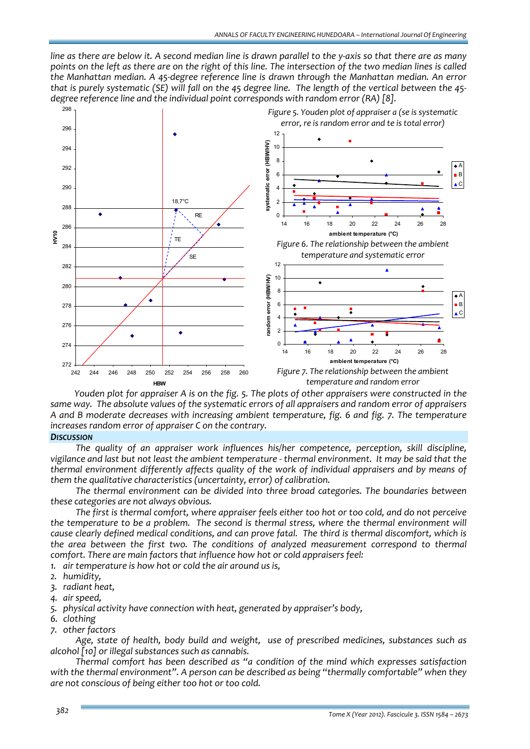line as there are below it. A second median line is drawn parallel to the y-axis so that there are as many points on the left as there are on the right of this line. The intersection of the two median lines is called the Manhattan median. A 45-degree reference line is drawn through the Manhattan median. An error that is purely systematic (SE) will fall on the 45 degree line. The length of the vertical between the 45-degree reference line and the individual point corresponds with random error (RA) [8].

*Figure 5. Youden plot of appraiser a (se is systematic error, re is random error and te is total error)*

*Figure 6. The relationship between the ambient temperature and systematic error*

*Figure 7. The relationship between the ambient temperature and random error*

Youden plot for appraiser A is on the fig. 5. The plots of other appraisers were constructed in the same way. The absolute values of the systematic errors of all appraisers and random error of appraisers A and B moderate decreases with increasing ambient temperature, fig. 6 and fig. 7. The temperature increases random error of appraiser C on the contrary.

## DISCUSSION

The quality of an appraiser work influences his/her competence, perception, skill discipline, vigilance and last but not least the ambient temperature - thermal environment. It may be said that the thermal environment differently affects quality of the work of individual appraisers and by means of them the qualitative characteristics (uncertainty, error) of calibration.

The thermal environment can be divided into three broad categories. The boundaries between these categories are not always obvious.

The first is thermal comfort, where appraiser feels either too hot or too cold, and do not perceive the temperature to be a problem. The second is thermal stress, where the thermal environment will cause clearly defined medical conditions, and can prove fatal. The third is thermal discomfort, which is the area between the first two. The conditions of analyzed measurement correspond to thermal comfort. There are main factors that influence how hot or cold appraisers feel:

1. air temperature is how hot or cold the air around us is,
2. humidity,
3. radiant heat,
4. air speed,
5. physical activity have connection with heat, generated by appraiser's body,
6. clothing
7. other factors

Age, state of health, body build and weight, use of prescribed medicines, substances such as alcohol [10] or illegal substances such as cannabis.

Thermal comfort has been described as "a condition of the mind which expresses satisfaction with the thermal environment". A person can be described as being "thermally comfortable" when they are not conscious of being either too hot or too cold.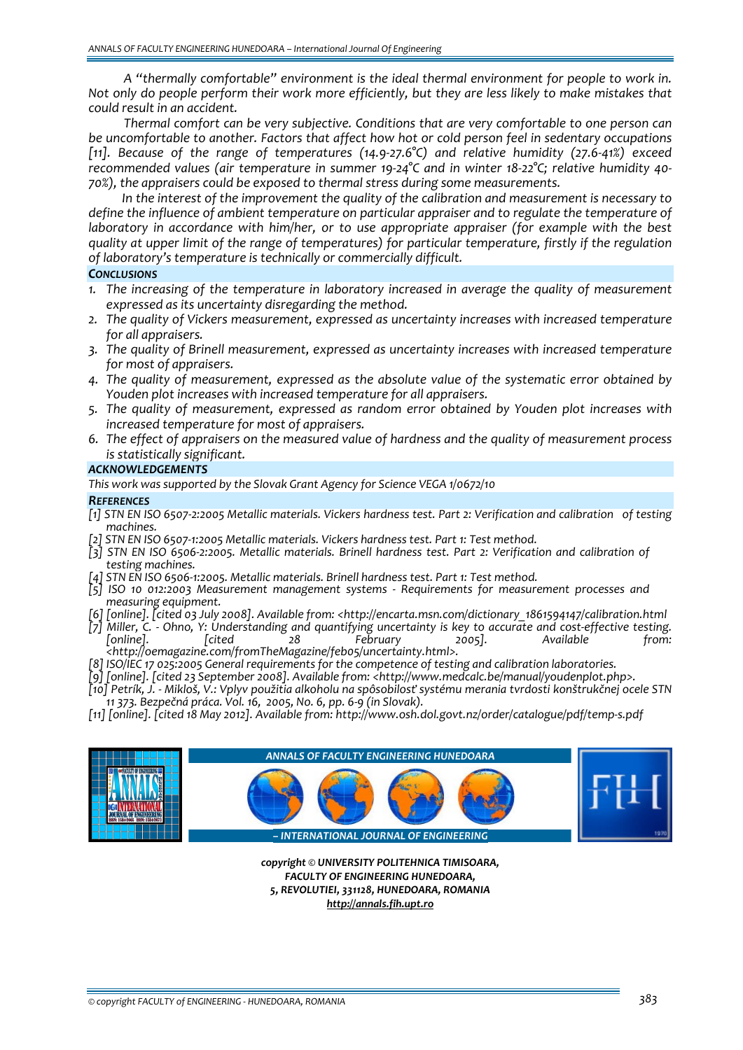*A "thermally comfortable" environment is the ideal thermal environment for people to work in. Not only do people perform their work more efficiently, but they are less likely to make mistakes that could result in an accident.*

*Thermal comfort can be very subjective. Conditions that are very comfortable to one person can be uncomfortable to another. Factors that affect how hot or cold person feel in sedentary occupations [11]. Because of the range of temperatures (14.9-27.6°C) and relative humidity (27.6-41%) exceed recommended values (air temperature in summer 19-24°C and in winter 18-22°C; relative humidity 40-70%), the appraisers could be exposed to thermal stress during some measurements.*

*In the interest of the improvement the quality of the calibration and measurement is necessary to define the influence of ambient temperature on particular appraiser and to regulate the temperature of laboratory in accordance with him/her, or to use appropriate appraiser (for example with the best quality at upper limit of the range of temperatures) for particular temperature, firstly if the regulation of laboratory's temperature is technically or commercially difficult.*

## CONCLUSIONS

1. *The increasing of the temperature in laboratory increased in average the quality of measurement expressed as its uncertainty disregarding the method.*
2. *The quality of Vickers measurement, expressed as uncertainty increases with increased temperature for all appraisers.*
3. *The quality of Brinell measurement, expressed as uncertainty increases with increased temperature for most of appraisers.*
4. *The quality of measurement, expressed as the absolute value of the systematic error obtained by Youden plot increases with increased temperature for all appraisers.*
5. *The quality of measurement, expressed as random error obtained by Youden plot increases with increased temperature for most of appraisers.*
6. *The effect of appraisers on the measured value of hardness and the quality of measurement process is statistically significant.*

## ACKNOWLEDGEMENTS

*This work was supported by the Slovak Grant Agency for Science VEGA 1/0672/10*

## REFERENCES

[1] *STN EN ISO 6507-2:2005 Metallic materials. Vickers hardness test. Part 2: Verification and calibration of testing machines.*
[2] *STN EN ISO 6507-1:2005 Metallic materials. Vickers hardness test. Part 1: Test method.*
[3] *STN EN ISO 6506-2:2005. Metallic materials. Brinell hardness test. Part 2: Verification and calibration of testing machines.*
[4] *STN EN ISO 6506-1:2005. Metallic materials. Brinell hardness test. Part 1: Test method.*
[5] *ISO 10 012:2003 Measurement management systems - Requirements for measurement processes and measuring equipment.*
[6] *[online]. [cited 03 July 2008]. Available from: <http://encarta.msn.com/dictionary_1861594147/calibration.html*
[7] *Miller, C. - Ohno, Y: Understanding and quantifying uncertainty is key to accurate and cost-effective testing. [online]. [cited 28 February 2005]. Available from: <http://oemagazine.com/fromTheMagazine/feb05/uncertainty.html>.*
[8] *ISO/IEC 17 025:2005 General requirements for the competence of testing and calibration laboratories.*
[9] *[online]. [cited 23 September 2008]. Available from: <http://www.medcalc.be/manual/youdenplot.php>.*
[10] *Petrík, J. - Mikloš, V.: Vplyv použitia alkoholu na spôsobilosť systému merania tvrdosti konštrukčnej ocele STN 11 373. Bezpečná práca. Vol. 16, 2005, No. 6, pp. 6-9 (in Slovak).*
[11] *[online]. [cited 18 May 2012]. Available from: http://www.osh.dol.govt.nz/order/catalogue/pdf/temp-s.pdf*

ANNALS OF FACULTY ENGINEERING HUNEDOARA
– INTERNATIONAL JOURNAL OF ENGINEERING

***copyright © UNIVERSITY POLITEHNICA TIMISOARA,***
***FACULTY OF ENGINEERING HUNEDOARA,***
***5, REVOLUTIEI, 331128, HUNEDOARA, ROMANIA***
***http://annals.fih.upt.ro***